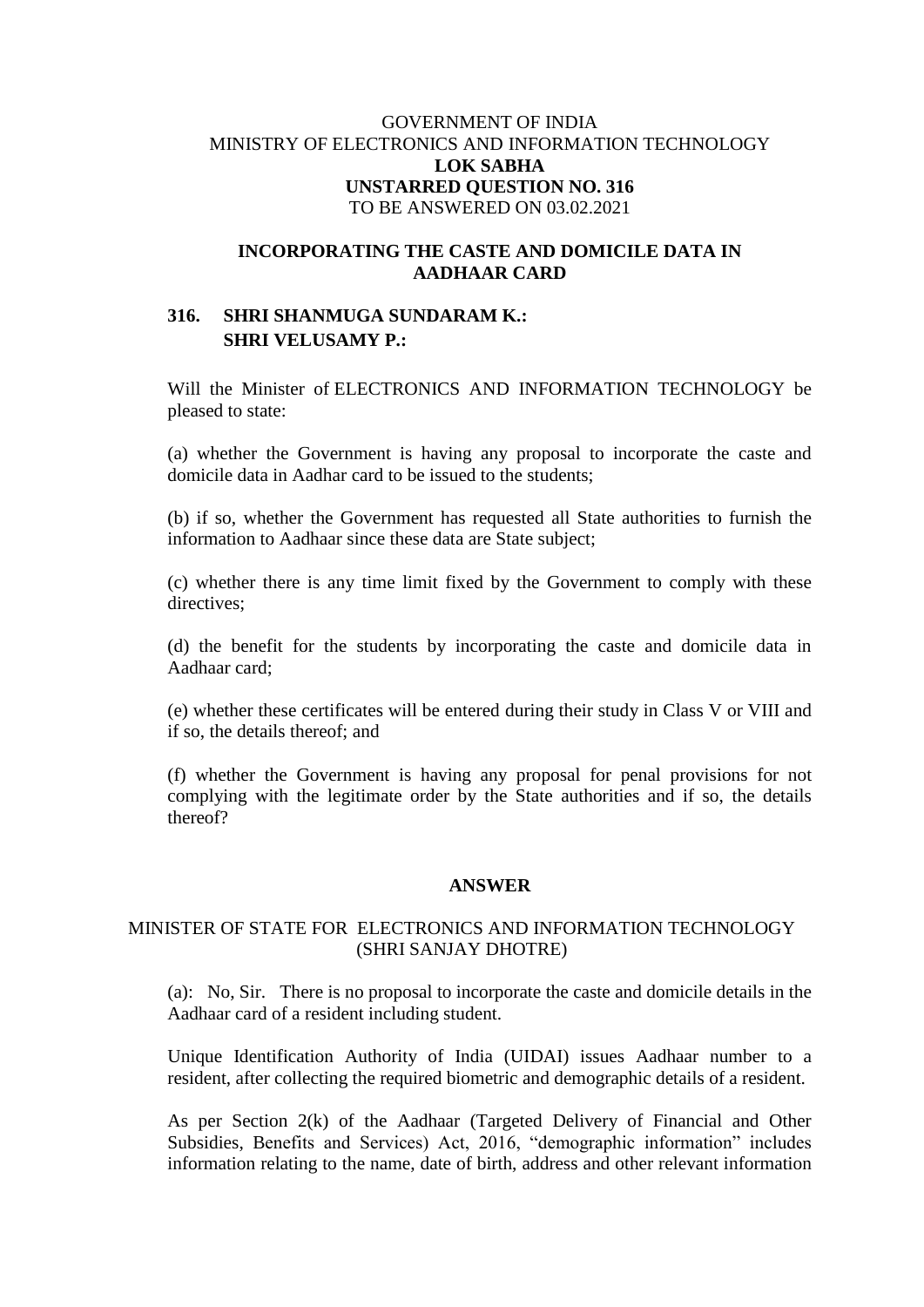GOVERNMENT OF INDIA
MINISTRY OF ELECTRONICS AND INFORMATION TECHNOLOGY
**LOK SABHA**
**UNSTARRED QUESTION NO. 316**
TO BE ANSWERED ON 03.02.2021

## INCORPORATING THE CASTE AND DOMICILE DATA IN AADHAAR CARD

**316. SHRI SHANMUGA SUNDARAM K.:**
**SHRI VELUSAMY P.:**

Will the Minister of ELECTRONICS AND INFORMATION TECHNOLOGY be pleased to state:

(a) whether the Government is having any proposal to incorporate the caste and domicile data in Aadhar card to be issued to the students;

(b) if so, whether the Government has requested all State authorities to furnish the information to Aadhaar since these data are State subject;

(c) whether there is any time limit fixed by the Government to comply with these directives;

(d) the benefit for the students by incorporating the caste and domicile data in Aadhaar card;

(e) whether these certificates will be entered during their study in Class V or VIII and if so, the details thereof; and

(f) whether the Government is having any proposal for penal provisions for not complying with the legitimate order by the State authorities and if so, the details thereof?

**ANSWER**

MINISTER OF STATE FOR ELECTRONICS AND INFORMATION TECHNOLOGY
(SHRI SANJAY DHOTRE)

(a): No, Sir. There is no proposal to incorporate the caste and domicile details in the Aadhaar card of a resident including student.

Unique Identification Authority of India (UIDAI) issues Aadhaar number to a resident, after collecting the required biometric and demographic details of a resident.

As per Section 2(k) of the Aadhaar (Targeted Delivery of Financial and Other Subsidies, Benefits and Services) Act, 2016, "demographic information" includes information relating to the name, date of birth, address and other relevant information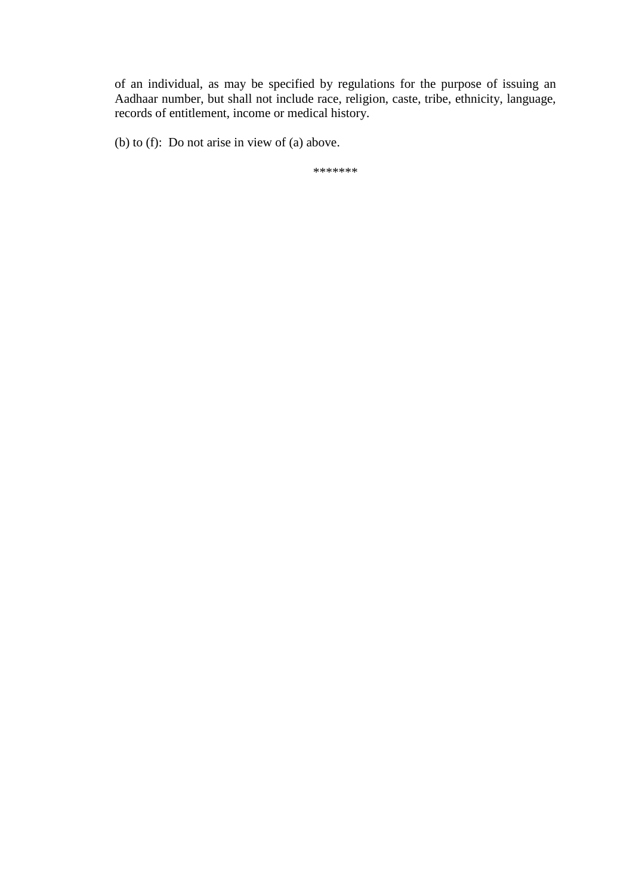of an individual, as may be specified by regulations for the purpose of issuing an Aadhaar number, but shall not include race, religion, caste, tribe, ethnicity, language, records of entitlement, income or medical history.

(b) to (f): Do not arise in view of (a) above.

*******